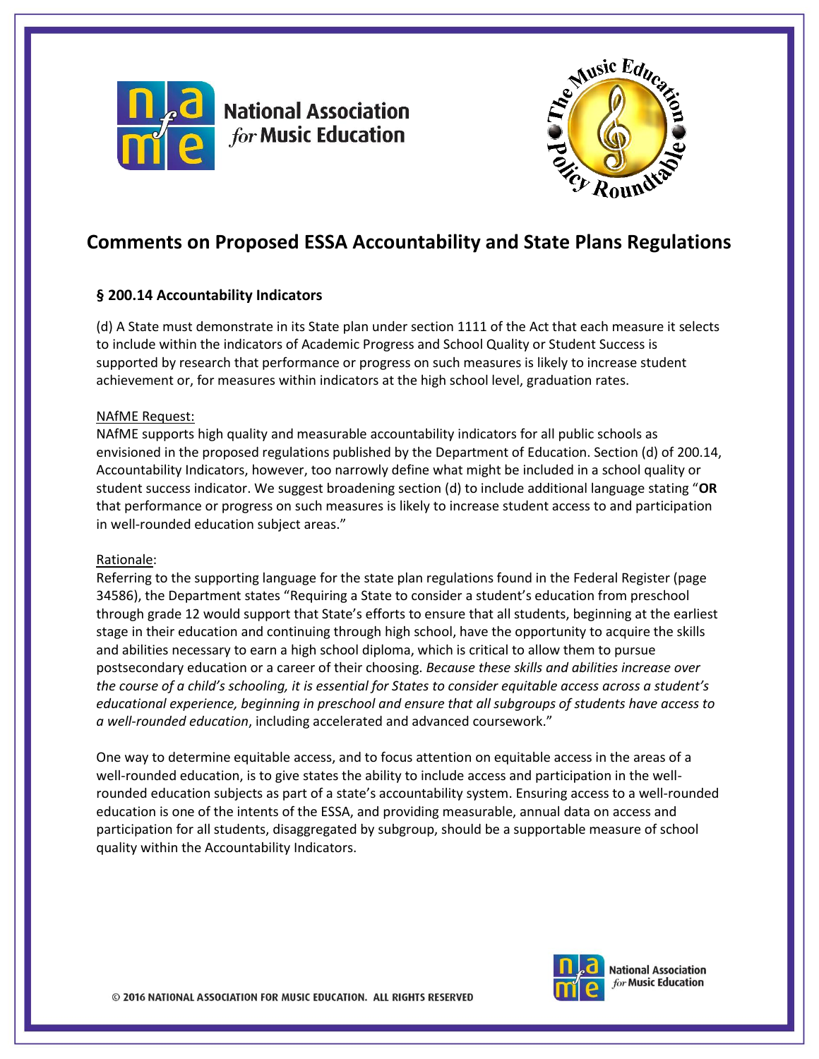National Association *for* Music Education

The Music Education Policy Roundtable

# Comments on Proposed ESSA Accountability and State Plans Regulations

### § 200.14 Accountability Indicators

(d) A State must demonstrate in its State plan under section 1111 of the Act that each measure it selects to include within the indicators of Academic Progress and School Quality or Student Success is supported by research that performance or progress on such measures is likely to increase student achievement or, for measures within indicators at the high school level, graduation rates.

NAfME Request:

NAfME supports high quality and measurable accountability indicators for all public schools as envisioned in the proposed regulations published by the Department of Education. Section (d) of 200.14, Accountability Indicators, however, too narrowly define what might be included in a school quality or student success indicator. We suggest broadening section (d) to include additional language stating "**OR** that performance or progress on such measures is likely to increase student access to and participation in well-rounded education subject areas."

Rationale:

Referring to the supporting language for the state plan regulations found in the Federal Register (page 34586), the Department states "Requiring a State to consider a student's education from preschool through grade 12 would support that State's efforts to ensure that all students, beginning at the earliest stage in their education and continuing through high school, have the opportunity to acquire the skills and abilities necessary to earn a high school diploma, which is critical to allow them to pursue postsecondary education or a career of their choosing. *Because these skills and abilities increase over the course of a child's schooling, it is essential for States to consider equitable access across a student's educational experience, beginning in preschool and ensure that all subgroups of students have access to a well-rounded education*, including accelerated and advanced coursework."

One way to determine equitable access, and to focus attention on equitable access in the areas of a well-rounded education, is to give states the ability to include access and participation in the well-rounded education subjects as part of a state's accountability system. Ensuring access to a well-rounded education is one of the intents of the ESSA, and providing measurable, annual data on access and participation for all students, disaggregated by subgroup, should be a supportable measure of school quality within the Accountability Indicators.

© 2016 NATIONAL ASSOCIATION FOR MUSIC EDUCATION. ALL RIGHTS RESERVED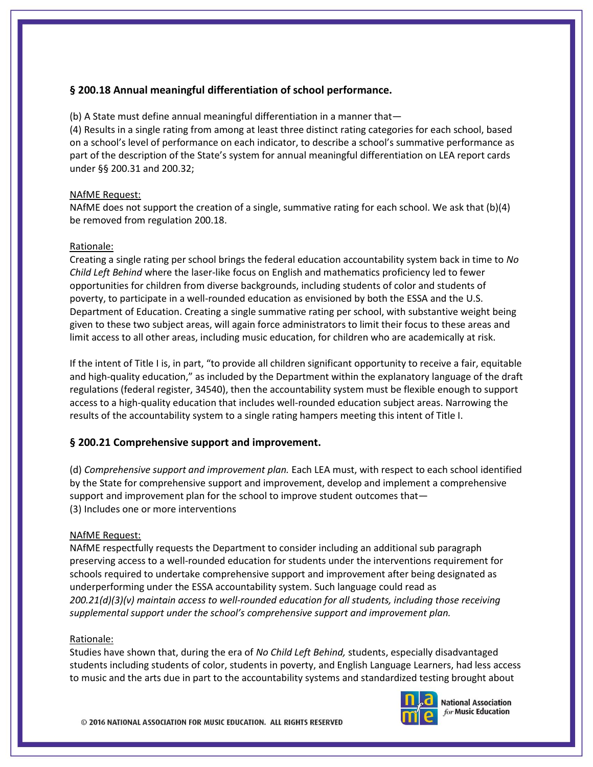### § 200.18 Annual meaningful differentiation of school performance.

(b) A State must define annual meaningful differentiation in a manner that—
(4) Results in a single rating from among at least three distinct rating categories for each school, based on a school's level of performance on each indicator, to describe a school's summative performance as part of the description of the State's system for annual meaningful differentiation on LEA report cards under §§ 200.31 and 200.32;

<u>NAfME Request:</u>
NAfME does not support the creation of a single, summative rating for each school. We ask that (b)(4) be removed from regulation 200.18.

<u>Rationale:</u>
Creating a single rating per school brings the federal education accountability system back in time to *No Child Left Behind* where the laser-like focus on English and mathematics proficiency led to fewer opportunities for children from diverse backgrounds, including students of color and students of poverty, to participate in a well-rounded education as envisioned by both the ESSA and the U.S. Department of Education. Creating a single summative rating per school, with substantive weight being given to these two subject areas, will again force administrators to limit their focus to these areas and limit access to all other areas, including music education, for children who are academically at risk.

If the intent of Title I is, in part, "to provide all children significant opportunity to receive a fair, equitable and high-quality education," as included by the Department within the explanatory language of the draft regulations (federal register, 34540), then the accountability system must be flexible enough to support access to a high-quality education that includes well-rounded education subject areas. Narrowing the results of the accountability system to a single rating hampers meeting this intent of Title I.

### § 200.21 Comprehensive support and improvement.

(d) *Comprehensive support and improvement plan.* Each LEA must, with respect to each school identified by the State for comprehensive support and improvement, develop and implement a comprehensive support and improvement plan for the school to improve student outcomes that—
(3) Includes one or more interventions

<u>NAfME Request:</u>
NAfME respectfully requests the Department to consider including an additional sub paragraph preserving access to a well-rounded education for students under the interventions requirement for schools required to undertake comprehensive support and improvement after being designated as underperforming under the ESSA accountability system. Such language could read as *200.21(d)(3)(v) maintain access to well-rounded education for all students, including those receiving supplemental support under the school's comprehensive support and improvement plan.*

<u>Rationale:</u>
Studies have shown that, during the era of *No Child Left Behind,* students, especially disadvantaged students including students of color, students in poverty, and English Language Learners, had less access to music and the arts due in part to the accountability systems and standardized testing brought about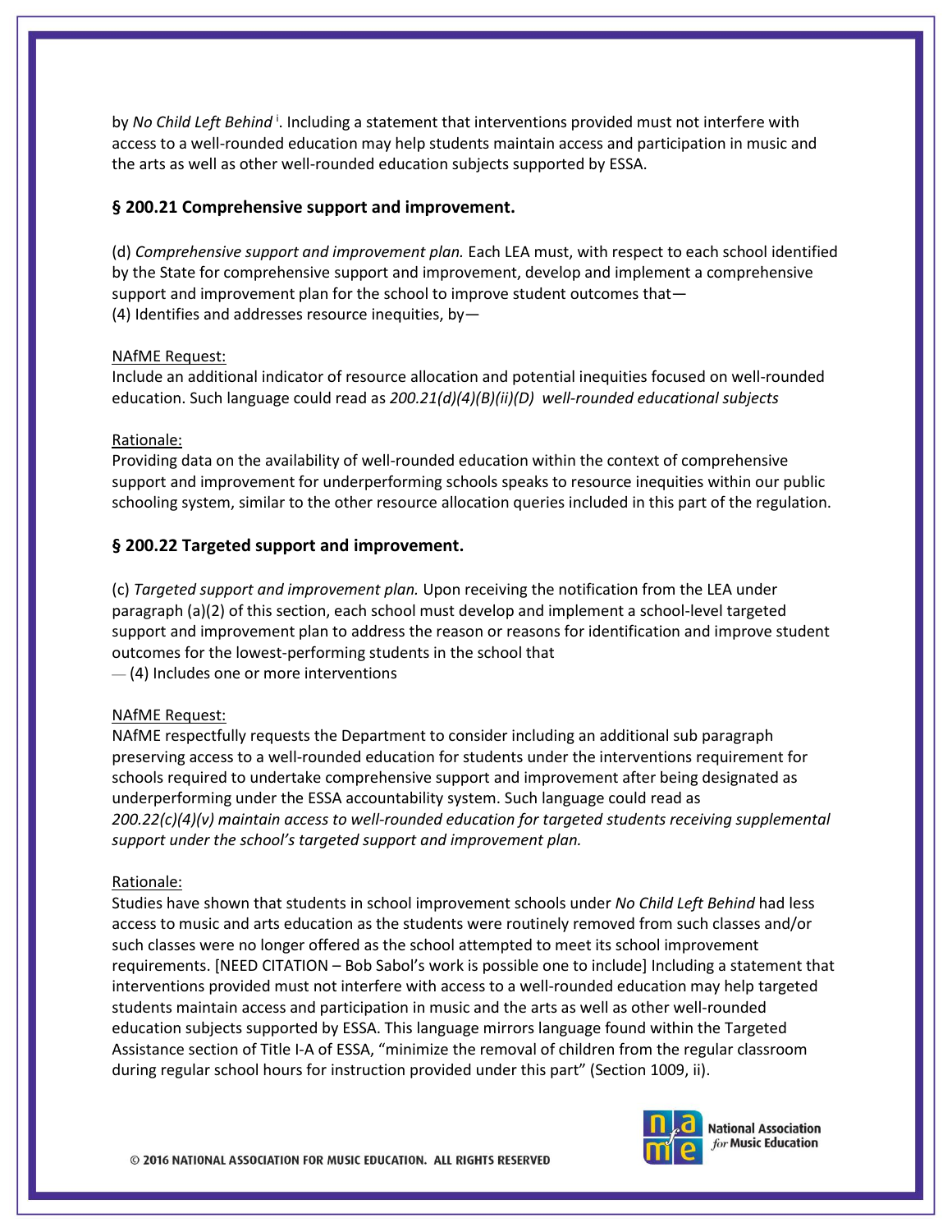by *No Child Left Behind* [i]. Including a statement that interventions provided must not interfere with access to a well-rounded education may help students maintain access and participation in music and the arts as well as other well-rounded education subjects supported by ESSA.

### § 200.21 Comprehensive support and improvement.

(d) *Comprehensive support and improvement plan.* Each LEA must, with respect to each school identified by the State for comprehensive support and improvement, develop and implement a comprehensive support and improvement plan for the school to improve student outcomes that—
(4) Identifies and addresses resource inequities, by—

<u>NAfME Request:</u>
Include an additional indicator of resource allocation and potential inequities focused on well-rounded education. Such language could read as *200.21(d)(4)(B)(ii)(D) well-rounded educational subjects*

<u>Rationale:</u>
Providing data on the availability of well-rounded education within the context of comprehensive support and improvement for underperforming schools speaks to resource inequities within our public schooling system, similar to the other resource allocation queries included in this part of the regulation.

### § 200.22 Targeted support and improvement.

(c) *Targeted support and improvement plan.* Upon receiving the notification from the LEA under paragraph (a)(2) of this section, each school must develop and implement a school-level targeted support and improvement plan to address the reason or reasons for identification and improve student outcomes for the lowest-performing students in the school that
— (4) Includes one or more interventions

<u>NAfME Request:</u>
NAfME respectfully requests the Department to consider including an additional sub paragraph preserving access to a well-rounded education for students under the interventions requirement for schools required to undertake comprehensive support and improvement after being designated as underperforming under the ESSA accountability system. Such language could read as *200.22(c)(4)(v) maintain access to well-rounded education for targeted students receiving supplemental support under the school's targeted support and improvement plan.*

<u>Rationale:</u>
Studies have shown that students in school improvement schools under *No Child Left Behind* had less access to music and arts education as the students were routinely removed from such classes and/or such classes were no longer offered as the school attempted to meet its school improvement requirements. [NEED CITATION – Bob Sabol's work is possible one to include] Including a statement that interventions provided must not interfere with access to a well-rounded education may help targeted students maintain access and participation in music and the arts as well as other well-rounded education subjects supported by ESSA. This language mirrors language found within the Targeted Assistance section of Title I-A of ESSA, "minimize the removal of children from the regular classroom during regular school hours for instruction provided under this part" (Section 1009, ii).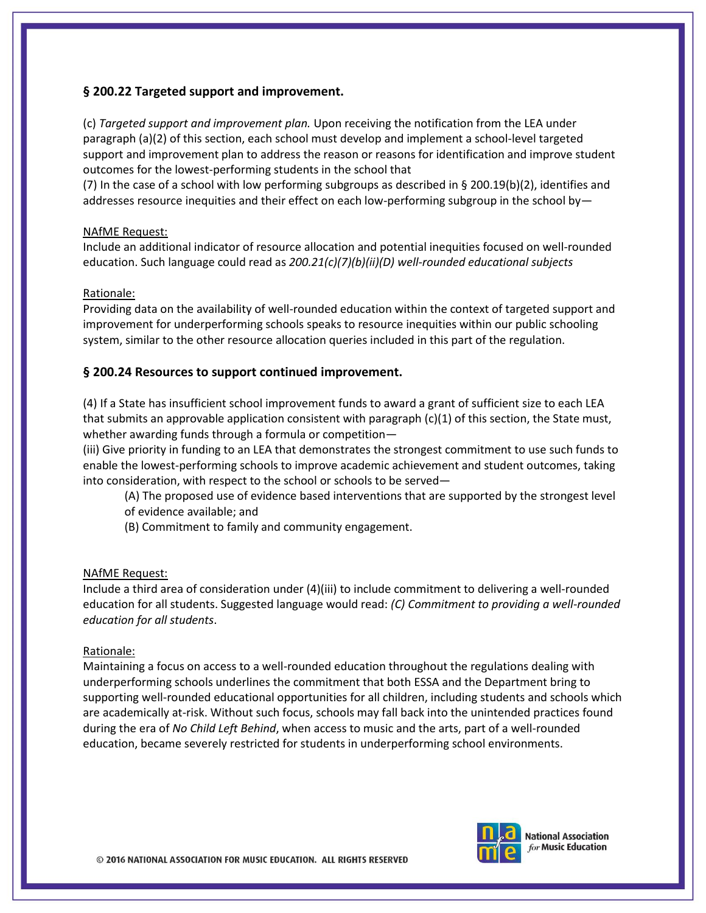## § 200.22 Targeted support and improvement.

(c) *Targeted support and improvement plan.* Upon receiving the notification from the LEA under paragraph (a)(2) of this section, each school must develop and implement a school-level targeted support and improvement plan to address the reason or reasons for identification and improve student outcomes for the lowest-performing students in the school that

(7) In the case of a school with low performing subgroups as described in § 200.19(b)(2), identifies and addresses resource inequities and their effect on each low-performing subgroup in the school by—

<u>NAfME Request:</u>
Include an additional indicator of resource allocation and potential inequities focused on well-rounded education. Such language could read as *200.21(c)(7)(b)(ii)(D) well-rounded educational subjects*

<u>Rationale:</u>
Providing data on the availability of well-rounded education within the context of targeted support and improvement for underperforming schools speaks to resource inequities within our public schooling system, similar to the other resource allocation queries included in this part of the regulation.

## § 200.24 Resources to support continued improvement.

(4) If a State has insufficient school improvement funds to award a grant of sufficient size to each LEA that submits an approvable application consistent with paragraph (c)(1) of this section, the State must, whether awarding funds through a formula or competition—

(iii) Give priority in funding to an LEA that demonstrates the strongest commitment to use such funds to enable the lowest-performing schools to improve academic achievement and student outcomes, taking into consideration, with respect to the school or schools to be served—

> (A) The proposed use of evidence based interventions that are supported by the strongest level of evidence available; and
>
> (B) Commitment to family and community engagement.

<u>NAfME Request:</u>
Include a third area of consideration under (4)(iii) to include commitment to delivering a well-rounded education for all students. Suggested language would read: *(C) Commitment to providing a well-rounded education for all students*.

<u>Rationale:</u>
Maintaining a focus on access to a well-rounded education throughout the regulations dealing with underperforming schools underlines the commitment that both ESSA and the Department bring to supporting well-rounded educational opportunities for all children, including students and schools which are academically at-risk. Without such focus, schools may fall back into the unintended practices found during the era of *No Child Left Behind*, when access to music and the arts, part of a well-rounded education, became severely restricted for students in underperforming school environments.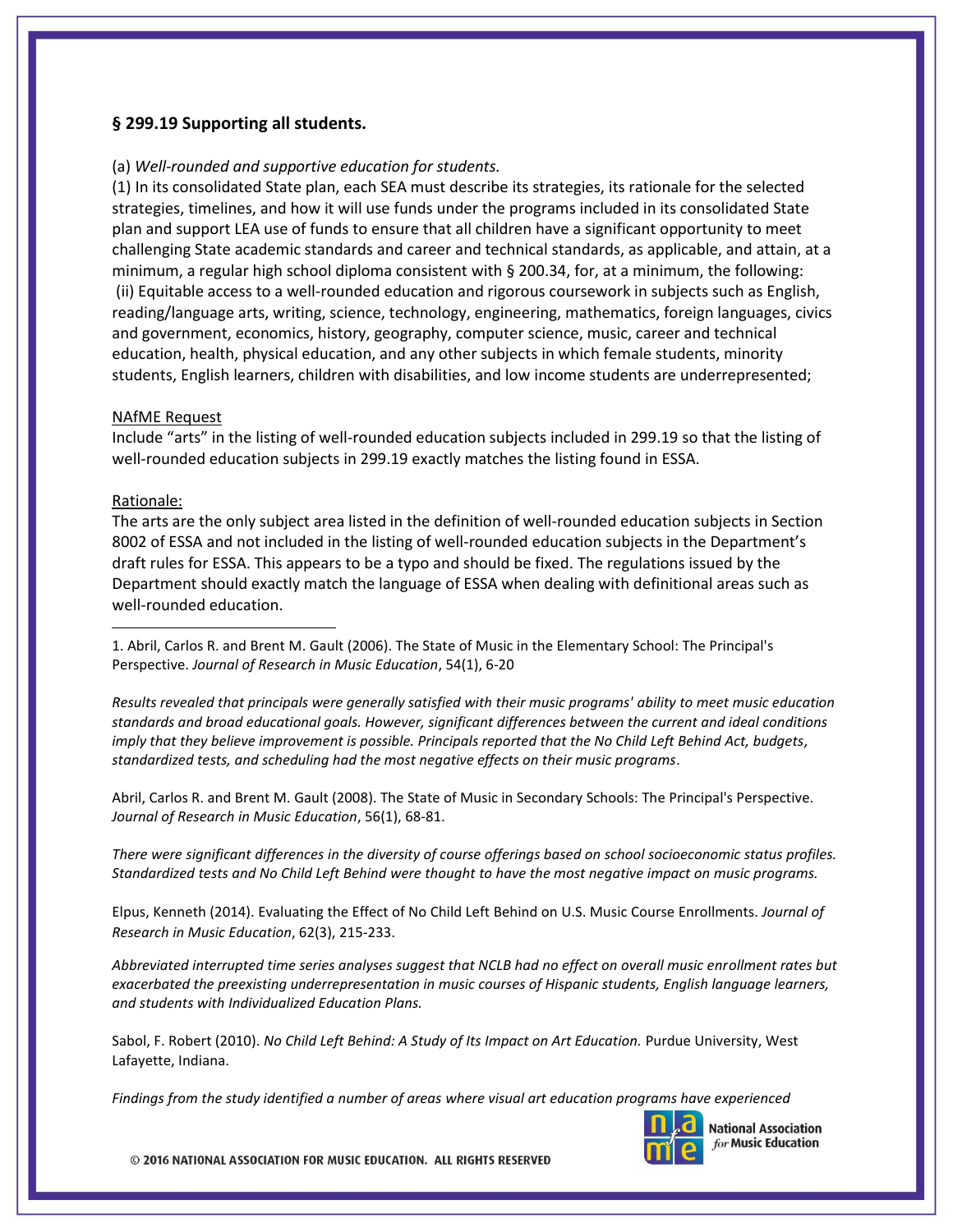## § 299.19 Supporting all students.

(a) *Well-rounded and supportive education for students.*

(1) In its consolidated State plan, each SEA must describe its strategies, its rationale for the selected strategies, timelines, and how it will use funds under the programs included in its consolidated State plan and support LEA use of funds to ensure that all children have a significant opportunity to meet challenging State academic standards and career and technical standards, as applicable, and attain, at a minimum, a regular high school diploma consistent with § 200.34, for, at a minimum, the following:

(ii) Equitable access to a well-rounded education and rigorous coursework in subjects such as English, reading/language arts, writing, science, technology, engineering, mathematics, foreign languages, civics and government, economics, history, geography, computer science, music, career and technical education, health, physical education, and any other subjects in which female students, minority students, English learners, children with disabilities, and low income students are underrepresented;

NAfME Request

Include "arts" in the listing of well-rounded education subjects included in 299.19 so that the listing of well-rounded education subjects in 299.19 exactly matches the listing found in ESSA.

Rationale:

The arts are the only subject area listed in the definition of well-rounded education subjects in Section 8002 of ESSA and not included in the listing of well-rounded education subjects in the Department's draft rules for ESSA. This appears to be a typo and should be fixed. The regulations issued by the Department should exactly match the language of ESSA when dealing with definitional areas such as well-rounded education.

---

1. Abril, Carlos R. and Brent M. Gault (2006). The State of Music in the Elementary School: The Principal's Perspective. *Journal of Research in Music Education*, 54(1), 6-20

*Results revealed that principals were generally satisfied with their music programs' ability to meet music education standards and broad educational goals. However, significant differences between the current and ideal conditions imply that they believe improvement is possible. Principals reported that the No Child Left Behind Act, budgets, standardized tests, and scheduling had the most negative effects on their music programs.*

Abril, Carlos R. and Brent M. Gault (2008). The State of Music in Secondary Schools: The Principal's Perspective. *Journal of Research in Music Education*, 56(1), 68-81.

*There were significant differences in the diversity of course offerings based on school socioeconomic status profiles. Standardized tests and No Child Left Behind were thought to have the most negative impact on music programs.*

Elpus, Kenneth (2014). Evaluating the Effect of No Child Left Behind on U.S. Music Course Enrollments. *Journal of Research in Music Education*, 62(3), 215-233.

*Abbreviated interrupted time series analyses suggest that NCLB had no effect on overall music enrollment rates but exacerbated the preexisting underrepresentation in music courses of Hispanic students, English language learners, and students with Individualized Education Plans.*

Sabol, F. Robert (2010). *No Child Left Behind: A Study of Its Impact on Art Education.* Purdue University, West Lafayette, Indiana.

*Findings from the study identified a number of areas where visual art education programs have experienced*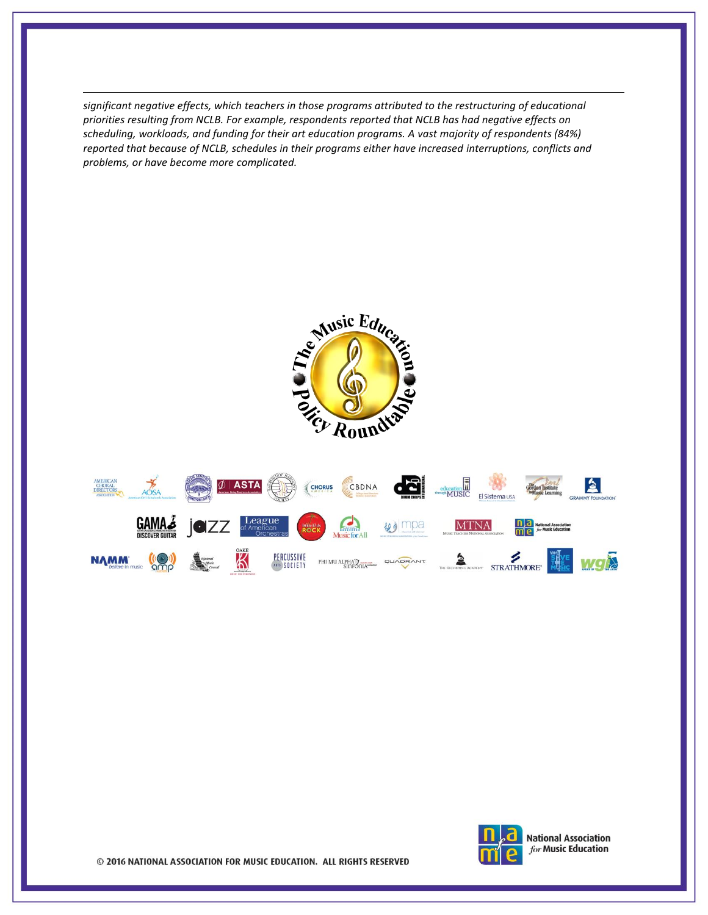*significant negative effects, which teachers in those programs attributed to the restructuring of educational priorities resulting from NCLB. For example, respondents reported that NCLB has had negative effects on scheduling, workloads, and funding for their art education programs. A vast majority of respondents (84%) reported that because of NCLB, schedules in their programs either have increased interruptions, conflicts and problems, or have become more complicated.*

© 2016 NATIONAL ASSOCIATION FOR MUSIC EDUCATION. ALL RIGHTS RESERVED